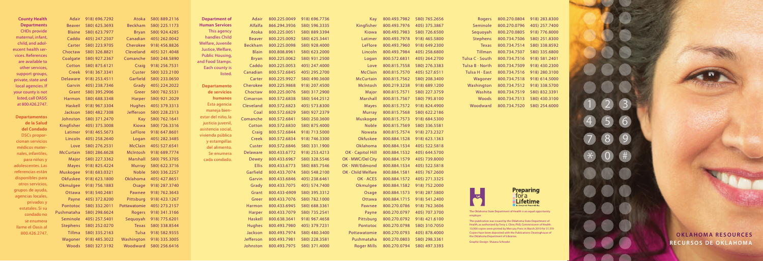**County Health Departments**
CHDs provide maternal, infant, child, and adolescent health services. References are available to other services, support groups, private, state and local agencies. If your county is not listed, call OASIS at 800.426.2747.

**Departamentos de la Salud del Condado**
DSCs proporcionan servicios médicos maternales, infantiles, para niños y adolescentes. Las referencias están disponibles para otros servicios, grupos de ayuda, agencias locales, privados y estatales. Si su condado no se enumera llame el Oasis al 800.426.2747.

| County | Phone | County | Phone |
|---|---|---|---|
| Adair | 918) 696.7292 | Atoka | 580) 889.2116 |
| Beaver | 580) 625.3693 | Beckham | 580) 225.1173 |
| Blaine | 580) 623.7977 | Bryan | 580) 924.4285 |
| Caddo | 405) 247.2507 | Canadian | 405) 262.0042 |
| Carter | 580) 223.9705 | Cherokee | 918) 456.8826 |
| Choctaw | 580) 326.8821 | Cleveland | 405) 321.4048 |
| Coalgate | 580) 927.2367 | Comanche | 580) 248.5890 |
| Cotton | 580) 875.6121 | Craig | 918) 256.7531 |
| Creek | 918) 367.3341 | Custer | 580) 323.2100 |
| Delaware | 918) 253.4511 | Garfield | 580) 233.0650 |
| Garvin | 405) 238.7346 | Grady | 405) 224.2022 |
| Grant | 580) 395.2906 | Greer | 580) 782.5531 |
| Harmon | 580) 688.3348 | Harper | 580) 921.2029 |
| Haskell | 918) 967.3304 | Hughes | 405) 379.3313 |
| Jackson | 580) 482.7308 | Jefferson | 580) 228.2313 |
| Johnston | 580) 371.2470 | Kay | 580) 762.1641 |
| Kingfisher | 405) 375.3008 | Kiowa | 580) 726.3316 |
| Latimer | 918) 465.5673 | LeFlore | 918) 647.8601 |
| Lincoln | 405) 258.2640 | Logan | 405) 282.3485 |
| Love | 580) 276.2531 | McClain | 405) 527.6541 |
| McCurtain | 580) 286.6628 | McIntosh | 918) 689.7774 |
| Major | 580) 227.3362 | Marshall | 580) 795.3705 |
| Mayes | 918) 825.4224 | Murray | 580) 622.3716 |
| Muskogee | 918) 683.0321 | Noble | 580) 336.2257 |
| Okfuskee | 918) 623.1800 | Oklahoma | 405) 427.8651 |
| Okmulgee | 918) 756.1883 | Osage | 918) 287.3740 |
| Ottawa | 918) 540.2481 | Pawnee | 918) 762.3643 |
| Payne | 405) 372.8200 | Pittsburg | 918) 423.1267 |
| Pontotoc | 580) 332.2011 | Pottawatomie | 405) 273.2157 |
| Pushmataha | 580) 298.6624 | Rogers | 918) 341.3166 |
| Seminole | 405) 257.5401 | Sequoyah | 918) 775.6201 |
| Stephens | 580) 252.0270 | Texas | 580) 338.8544 |
| Tillma | 580) 335.2163 | Tulsa | 918) 582.9355 |
| Wagoner | 918) 485.3022 | Washington | 918) 335.3005 |
| Woods | 580) 327.3192 | Woodward | 580) 256.6416 |

**Department of Human Services**
This agency handles Child Welfare, Juvenile Justice, Welfare, Public Housing, and Food Stamps. Each county is listed.

**Departamento de servicios humanos**
Esta agencia maneja bienestar del niño, la justicia juvenil, asistencia social, vivienda pública y estampillas del alimento. Se enumera cada condado.

| County | Toll-Free | Phone |
|---|---|---|
| Adair | 800.225.0049 | 918) 696.7736 |
| Alfalfa | 866.294.3936 | 580) 596.3335 |
| Atoka | 800.225.0051 | 580) 889.3394 |
| Beaver | 800.225.0092 | 580) 625.3441 |
| Beckham | 800.225.0098 | 580) 928.4000 |
| Blain | 800.808.8961 | 580) 623.2000 |
| Bryan | 800.225.0062 | 580) 931.2500 |
| Caddo | 800.225.0053 | 405) 247.4000 |
| Canadian | 800.572.6845 | 405) 295.2700 |
| Carter | 800.225.9927 | 580) 490.3600 |
| Cherokee | 800.225.9868 | 918) 207.4500 |
| Choctaw | 800.225.0076 | 580) 317.2900 |
| Cimarron | 800.572.6838 | 580) 544.2512 |
| Cleveland | 800.572.6823 | 405) 573.8300 |
| Coal | 800.572.6829 | 580) 927.2379 |
| Comanche | 800.572.6841 | 580) 250.3600 |
| Cotton | 800.572.6830 | 580) 875.4000 |
| Craig | 800.572.6844 | 918) 713.5000 |
| Creek | 800.572.6834 | 918) 746.3300 |
| Custer | 800.572.6846 | 580) 331.1900 |
| Delaware | 800.433.6772 | 918) 253.4213 |
| Dewey | 800.433.6967 | 580) 328.5546 |
| Ellis | 800.433.6773 | 580) 885.7546 |
| Garfield | 800.433.7074 | 580) 548.2100 |
| Garvin | 800.433.6846 | 405) 238.6461 |
| Grady | 800.433.7075 | 405) 574.7400 |
| Grant | 800.433-6909 | 580) 395.3312 |
| Greer | 800.433.7076 | 580) 782.1000 |
| Harmon | 800.433.6945 | 580) 688.3361 |
| Harper | 800.433.7079 | 580) 735.2541 |
| Haskell | 800.638.3641 | 918) 967.4658 |
| Hughes | 800.493.7980 | 405) 379.7231 |
| Jackson | 800.493.7974 | 580) 480.3400 |
| Jefferson | 800.493.7981 | 580) 228.3581 |
| Johnston | 800.493.7975 | 580) 371.4000 |
| Kay | 800.493.7982 | 580) 765.2656 |
| Kingfisher | 800.493.7976 | 405) 375.3867 |
| Kiowa | 800.493.7983 | 580) 726.6500 |
| Latimer | 800.493.7978 | 918) 465.5800 |
| LeFlore | 800.493.7960 | 918) 649.2300 |
| Lincoln | 800.493.7984 | 405) 258.6800 |
| Logan | 800.572.6831 | 405) 264.2700 |
| Love | 800.815.7558 | 580) 276.3383 |
| McClain | 800.815.7570 | 405) 527.6511 |
| McCurtain | 800.815.7562 | 580) 208.3400 |
| McIntosh | 800.219.3238 | 918) 689.1200 |
| Major | 800.815.7571 | 580) 227.3759 |
| Marshall | 800.815.7567 | 580) 795.8100 |
| Mayes | 800.815.7572 | 918) 824.4900 |
| Murray | 800.815.7568 | 580) 622.2186 |
| Muskogee | 800.815.7573 | 918) 684.5300 |
| Noble | 800.815.7569 | 580) 336.5581 |
| Nowata | 800.815.7574 | 918) 273.2327 |
| Okfuskee | 800.884.1528 | 918) 623.1363 |
| Oklahoma | 800.884.1534 | 405) 522.5818 |
| OK - Capitol Hill | 800.884.1532 | 405) 644.5700 |
| OK - MWC/Del City | 800.884.1579 | 405) 739.8000 |
| OK - NW/Edmond | 800.884.1534 | 405) 522.5818 |
| OK - Child Welfare | 800.884.1581 | 405) 767.2600 |
| OK - ACES | 800.884.1572 | 405) 271.3325 |
| Okmulgee | 800.884.1582 | 918) 752.2000 |
| Osage | 800.884.1573 | 918) 287.5800 |
| Ottawa | 800.884.1715 | 918) 541.2400 |
| Pawnee | 800.270.0786 | 918) 762.3606 |
| Payne | 800.270.0797 | 405) 707.3700 |
| Pittsburg | 800.270.0792 | 918) 421.6100 |
| Pontotoc | 800.270.0798 | 580) 310.7050 |
| Pottawatomie | 800.270.0793 | 405) 878.4000 |
| Pushmataha | 800.270.0803 | 580) 298.3361 |
| Roger Mills | 800.270.0794 | 580) 497.3393 |
| Rogers | 800.270.0804 | 918) 283.8300 |
| Seminole | 800.270.0796 | 405) 257.7400 |
| Sequoyah | 800.270.0805 | 918) 776.8000 |
| Stephens | 800.734.7506 | 580) 251.8300 |
| Texas | 800.734.7514 | 580) 338.8592 |
| Tillman | 800.734.7507 | 580) 335.6800 |
| Tulsa C - South | 800.734.7516 | 918) 581.2401 |
| Tulsa B - North | 800.734.7509 | 918) 430.2300 |
| Tulsa H - East | 800.734.7516 | 918) 280.3100 |
| Wagoner | 800.734.7518 | 918) 614.5000 |
| Washington | 800.734.7512 | 918) 338.5700 |
| Washita | 800.734.7519 | 580) 832.3391 |
| Woods | 800.734.7513 | 580) 430.3100 |
| Woodward | 800.734.7520 | 580) 254.6000 |

Preparing for a Lifetime

The Oklahoma State Department of Health is an equal opportunity employer.

This publication was issued by the Oklahoma State Department of Health, as authorized by Terry L. Cline, PhD, Commissioner of Health. 10,000 copies were printed by Mercury Press in March 2010 for $1,519. Copies have been deposited with the Publications Clearinghouse of the Oklahoma Department of Libraries.

Graphic Design: Shauna Schroder

**OKLAHOMA RESOURCES**
**RECURSOS DE OKLAHOMA**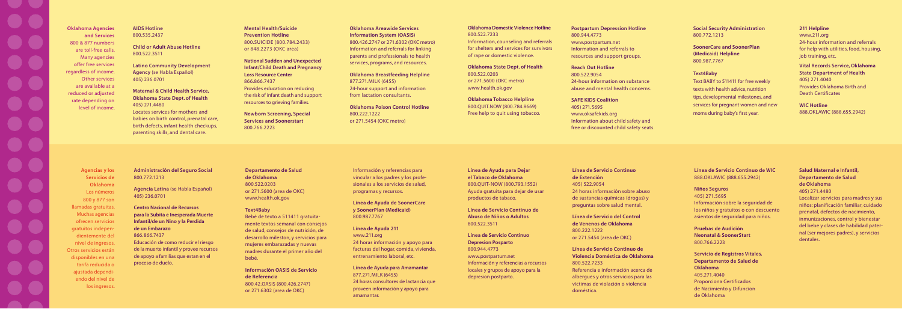**Oklahoma Agencies and Services**

800 & 877 numbers are toll-free calls. Many agencies offer free services regardless of income. Other services are available at a reduced or adjusted rate depending on level of income.

**AIDS Hotline**
800.535.2437

**Child or Adult Abuse Hotline**
800.522.3511

**Latino Community Development Agency** (se Habla Español)
405) 236.0701

**Maternal & Child Health Service, Oklahoma State Dept. of Health**
405) 271.4480
Locates services for mothers and babies on birth control, prenatal care, birth defects, infant health checkups, parenting skills, and dental care.

**Mental Health/Suicide Prevention Hotline**
800.SUICIDE (800.784.2433)
or 848.2273 (OKC area)

**National Sudden and Unexpected Infant/Child Death and Pregnancy Loss Resource Center**
866.866.7437
Provides education on reducing the risk of infant death and support resources to grieving families.

**Newborn Screening, Special Services and Soonerstart**
800.766.2223

**Oklahoma Areawide Services Information System (OASIS)**
800.426.2747 or 271.6302 (OKC metro)
Information and referrals for linking parents and professionals to health services, programs, and resources.

**Oklahoma Breastfeeding Helpline**
877.271.MILK (6455)
24-hour support and information from lactation consultants.

**Oklahoma Poison Control Hotline**
800.222.1222
or 271.5454 (OKC metro)

**Oklahoma Domestic Violence Hotline**
800.522.7233
Information, counseling and referrals for shelters and services for survivors of rape or domestic violence.

**Oklahoma State Dept. of Health**
800.522.0203
or 271.5600 (OKC metro)
www.health.ok.gov

**Oklahoma Tobacco Helpline**
800.QUIT.NOW (800.784.8669)
Free help to quit using tobacco.

**Postpartum Depression Hotline**
800.944.4773
www.postpartum.net
Information and referrals to resources and support groups.

**Reach Out Hotline**
800.522.9054
24-hour information on substance abuse and mental health concerns.

**SAFE KIDS Coalition**
405) 271.5695
www.oksafekids.org
Information about child safety and free or discounted child safety seats.

**Social Security Administration**
800.772.1213

**SoonerCare and SoonerPlan (Medicaid) Helpline**
800.987.7767

**Text4Baby**
Text BABY to 511411 for free weekly texts with health advice, nutrition tips, developmental milestones, and services for pregnant women and new moms during baby's first year.

**211 Helpline**
www.211.org
24-hour information and referrals for help with utilities, food, housing, job training, etc.

**Vital Records Service, Oklahoma State Department of Health**
405) 271.4040
Provides Oklahoma Birth and Death Certificates

**WIC Hotline**
888.OKLAWIC (888.655.2942)

**Agencias y los Servicios de Oklahoma**

Los números 800 y 877 son llamadas gratuitas. Muchas agencias ofrecen servicios gratuitos independientemente del nivel de ingresos. Otros servicios están disponibles en una tarifa reducida o ajustada dependiendo del nivel de los ingresos.

**Administración del Seguro Social**
800.772.1213

**Agencia Latina** (se Habla Español)
405) 236.0701

**Centro Nacional de Recursos para la Subita e Inesperada Muerte Infantil/de un Nino y la Perdida de un Embarazo**
866.866.7437
Educación de como reducir el riesgo de la muerte infantil y provee recursos de apoyo a familias que estan en el proceso de duelo.

**Departamento de Salud de Oklahoma**
800.522.0203
or 271.5600 (area de OKC)
www.health.ok.gov

**Text4Baby**
Bebé de texto a 511411 gratuitamente texto semanal con consejos de salud, consejos de nutrición, de desarrollo mileston, y servicios para mujeres embarazadas y nuevas madres durante el primer año del bebé.

**Información OASIS de Servicio de Referencia**
800.42.OASIS (800.426.2747)
or 271.6302 (area de OKC)

Información y referencias para vincular a los padres y los profesionales a los servicios de salud, programas y recursos.

**Línea de Ayuda de SoonerCare y SoonerPlan (Medicaid)**
800.987.7767

**Línea de Ayuda 211**
www.211.org
24 horas información y apoyo para facturas del hogar, comida, vivienda, entrenamiento laboral, etc.

**Línea de Ayuda para Amamantar**
877.271.MILK (6455)
24 horas consultores de lactancia que proveen información y apoyo para amamantar.

**Línea de Ayuda para Dejar el Tabaco de Oklahoma**
800.QUIT-NOW (800.793.1552)
Ayuda gratuita para dejar de usar productos de tabaco.

**Línea de Servicio Continuo de Abuso de Niños o Adultos**
800.522.3511

**Línea de Servicio Continuo Depresion Posparto**
800.944.4773
www.postpartum.net
Información y referencias a recursos locales y grupos de apoyo para la depresion postparto.

**Línea de Servicio Continuo de Extención**
405) 522.9054
24 horas información sobre abuso de sustancias químicas (drogas) y preguntas sobre salud mental.

**Línea de Servicio del Control de Venenos de Oklahoma**
800.222.1222
or 271.5454 (area de OKC)

**Línea de Servicio Continuo de Violencia Doméstica de Oklahoma**
800.522.7233
Referencia e información acerca de albergues y otros servicios para las víctimas de violación o violencia doméstica.

**Línea de Servicio Continuo de WIC**
888.OKLAWIC (888.655.2942)

**Niños Seguros**
405) 271.5695
Información sobre la seguridad de los niños y gratuitos o con descuento asientos de seguridad para niños.

**Pruebas de Audición Neonatal & SoonerStart**
800.766.2223

**Servicio de Registros Vitales, Departamento de Salud de Oklahoma**
405.271.4040
Proporciona Certificados de Nacimiento y Difuncion de Oklahoma

**Salud Maternal e Infantil, Departamento de Salud de Oklahoma**
405) 271.4480
Localizar servicios para madres y sus niños: planificación familiar, cuidado prenatal, defectos de nacimiento, inmunizaciones, control y bienestar del bebe y clases de habilidad paternal (ser mejores padres), y servicios dentales.